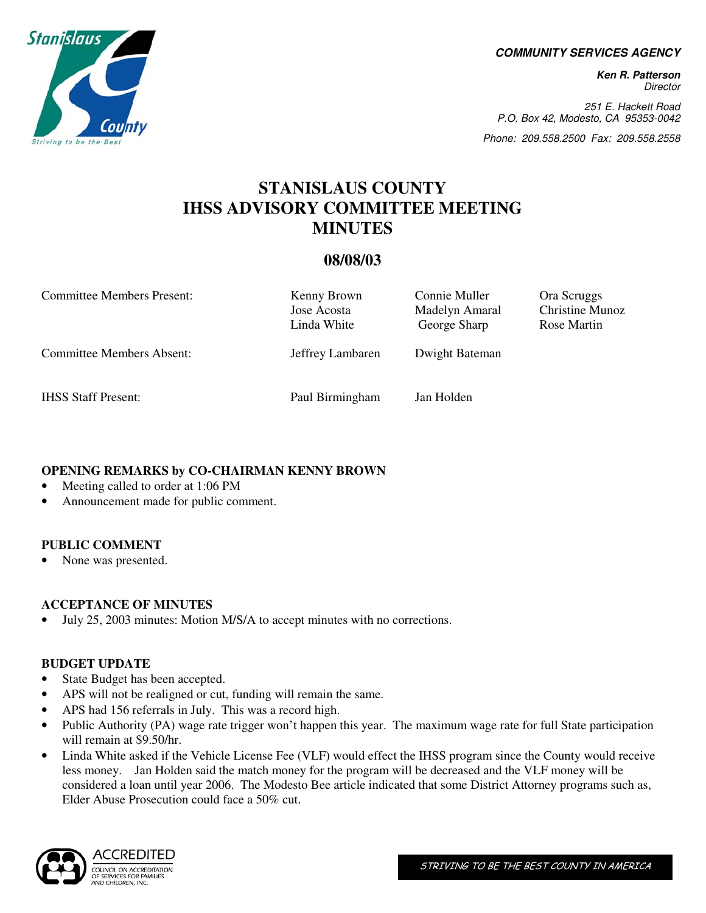**COMMUNITY SERVICES AGENCY**

**Ken R. Patterson**
*Director*

*251 E. Hackett Road*
*P.O. Box 42, Modesto, CA 95353-0042*

*Phone: 209.558.2500 Fax: 209.558.2558*

# STANISLAUS COUNTY IHSS ADVISORY COMMITTEE MEETING MINUTES

## 08/08/03

| | | | |
|---|---|---|---|
| Committee Members Present: | Kenny Brown<br>Jose Acosta<br>Linda White | Connie Muller<br>Madelyn Amaral<br>George Sharp | Ora Scruggs<br>Christine Munoz<br>Rose Martin |
| Committee Members Absent: | Jeffrey Lambaren | Dwight Bateman | |
| IHSS Staff Present: | Paul Birmingham | Jan Holden | |

**OPENING REMARKS by CO-CHAIRMAN KENNY BROWN**

- Meeting called to order at 1:06 PM
- Announcement made for public comment.

**PUBLIC COMMENT**

- None was presented.

**ACCEPTANCE OF MINUTES**

- July 25, 2003 minutes: Motion M/S/A to accept minutes with no corrections.

**BUDGET UPDATE**

- State Budget has been accepted.
- APS will not be realigned or cut, funding will remain the same.
- APS had 156 referrals in July. This was a record high.
- Public Authority (PA) wage rate trigger won't happen this year. The maximum wage rate for full State participation will remain at $9.50/hr.
- Linda White asked if the Vehicle License Fee (VLF) would effect the IHSS program since the County would receive less money. Jan Holden said the match money for the program will be decreased and the VLF money will be considered a loan until year 2006. The Modesto Bee article indicated that some District Attorney programs such as, Elder Abuse Prosecution could face a 50% cut.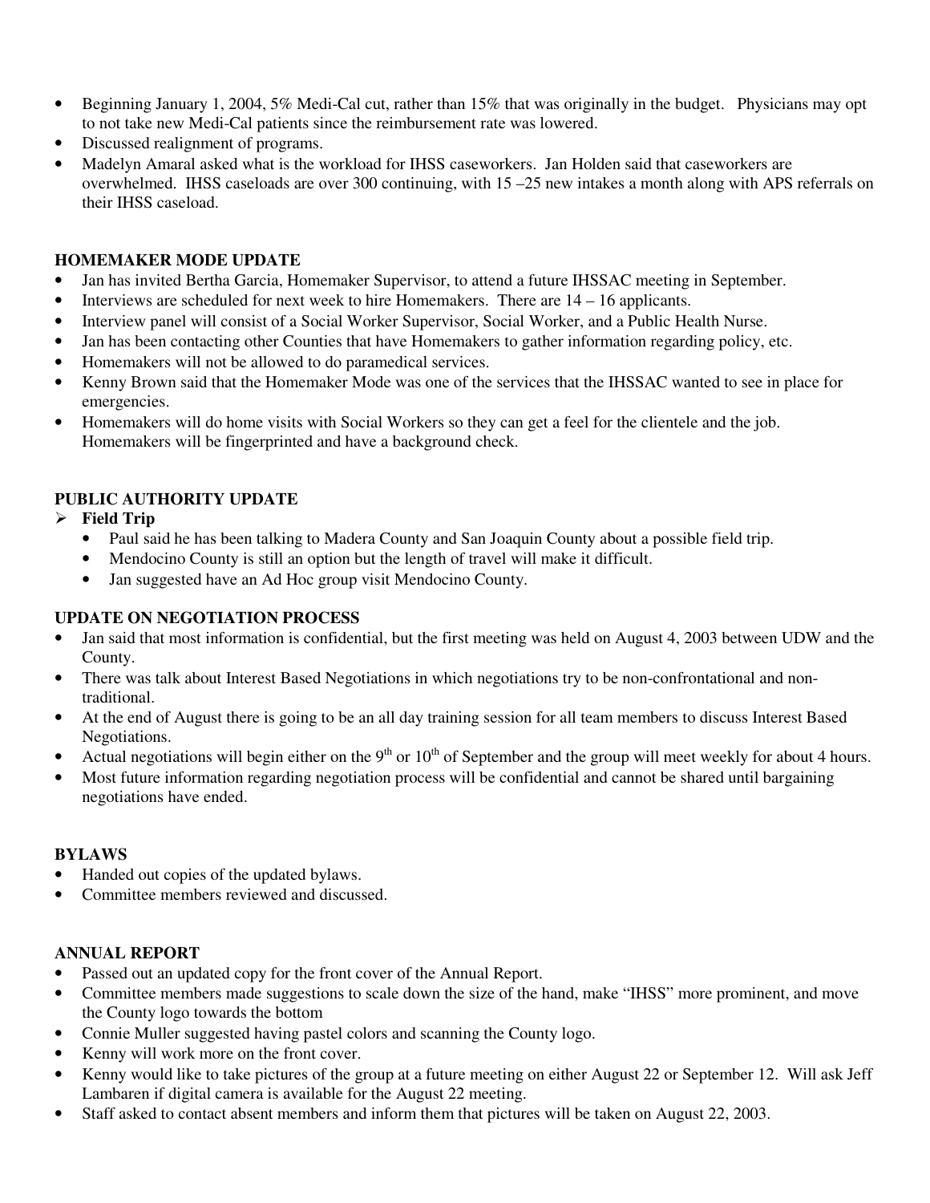- Beginning January 1, 2004, 5% Medi-Cal cut, rather than 15% that was originally in the budget. Physicians may opt to not take new Medi-Cal patients since the reimbursement rate was lowered.
- Discussed realignment of programs.
- Madelyn Amaral asked what is the workload for IHSS caseworkers. Jan Holden said that caseworkers are overwhelmed. IHSS caseloads are over 300 continuing, with 15 –25 new intakes a month along with APS referrals on their IHSS caseload.

**HOMEMAKER MODE UPDATE**

- Jan has invited Bertha Garcia, Homemaker Supervisor, to attend a future IHSSAC meeting in September.
- Interviews are scheduled for next week to hire Homemakers. There are 14 – 16 applicants.
- Interview panel will consist of a Social Worker Supervisor, Social Worker, and a Public Health Nurse.
- Jan has been contacting other Counties that have Homemakers to gather information regarding policy, etc.
- Homemakers will not be allowed to do paramedical services.
- Kenny Brown said that the Homemaker Mode was one of the services that the IHSSAC wanted to see in place for emergencies.
- Homemakers will do home visits with Social Workers so they can get a feel for the clientele and the job. Homemakers will be fingerprinted and have a background check.

**PUBLIC AUTHORITY UPDATE**

- **Field Trip**
  - Paul said he has been talking to Madera County and San Joaquin County about a possible field trip.
  - Mendocino County is still an option but the length of travel will make it difficult.
  - Jan suggested have an Ad Hoc group visit Mendocino County.

**UPDATE ON NEGOTIATION PROCESS**

- Jan said that most information is confidential, but the first meeting was held on August 4, 2003 between UDW and the County.
- There was talk about Interest Based Negotiations in which negotiations try to be non-confrontational and non-traditional.
- At the end of August there is going to be an all day training session for all team members to discuss Interest Based Negotiations.
- Actual negotiations will begin either on the 9th or 10th of September and the group will meet weekly for about 4 hours.
- Most future information regarding negotiation process will be confidential and cannot be shared until bargaining negotiations have ended.

**BYLAWS**

- Handed out copies of the updated bylaws.
- Committee members reviewed and discussed.

**ANNUAL REPORT**

- Passed out an updated copy for the front cover of the Annual Report.
- Committee members made suggestions to scale down the size of the hand, make "IHSS" more prominent, and move the County logo towards the bottom
- Connie Muller suggested having pastel colors and scanning the County logo.
- Kenny will work more on the front cover.
- Kenny would like to take pictures of the group at a future meeting on either August 22 or September 12. Will ask Jeff Lambaren if digital camera is available for the August 22 meeting.
- Staff asked to contact absent members and inform them that pictures will be taken on August 22, 2003.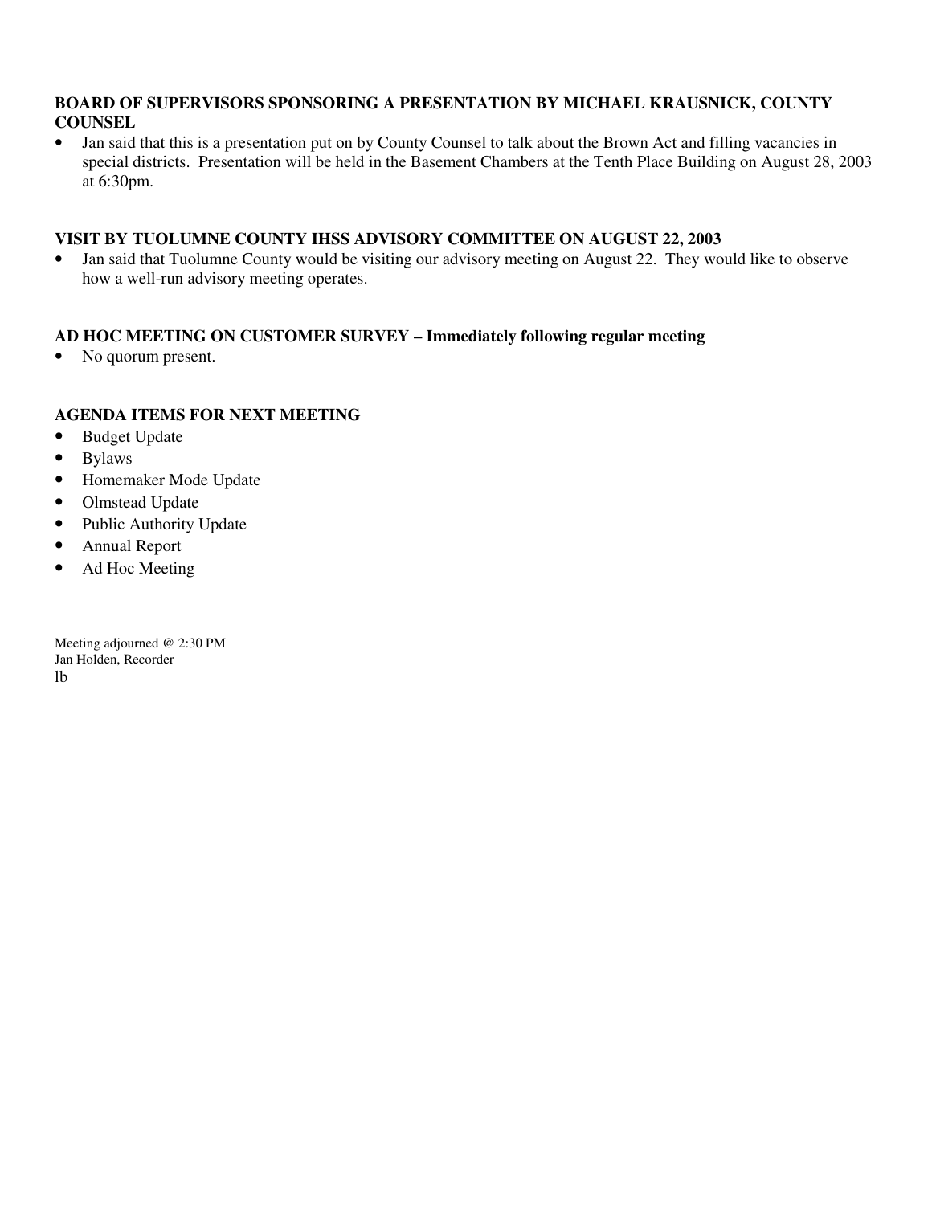**BOARD OF SUPERVISORS SPONSORING A PRESENTATION BY MICHAEL KRAUSNICK, COUNTY COUNSEL**

- Jan said that this is a presentation put on by County Counsel to talk about the Brown Act and filling vacancies in special districts. Presentation will be held in the Basement Chambers at the Tenth Place Building on August 28, 2003 at 6:30pm.

**VISIT BY TUOLUMNE COUNTY IHSS ADVISORY COMMITTEE ON AUGUST 22, 2003**

- Jan said that Tuolumne County would be visiting our advisory meeting on August 22. They would like to observe how a well-run advisory meeting operates.

**AD HOC MEETING ON CUSTOMER SURVEY – Immediately following regular meeting**

- No quorum present.

**AGENDA ITEMS FOR NEXT MEETING**

- Budget Update
- Bylaws
- Homemaker Mode Update
- Olmstead Update
- Public Authority Update
- Annual Report
- Ad Hoc Meeting

Meeting adjourned @ 2:30 PM
Jan Holden, Recorder
lb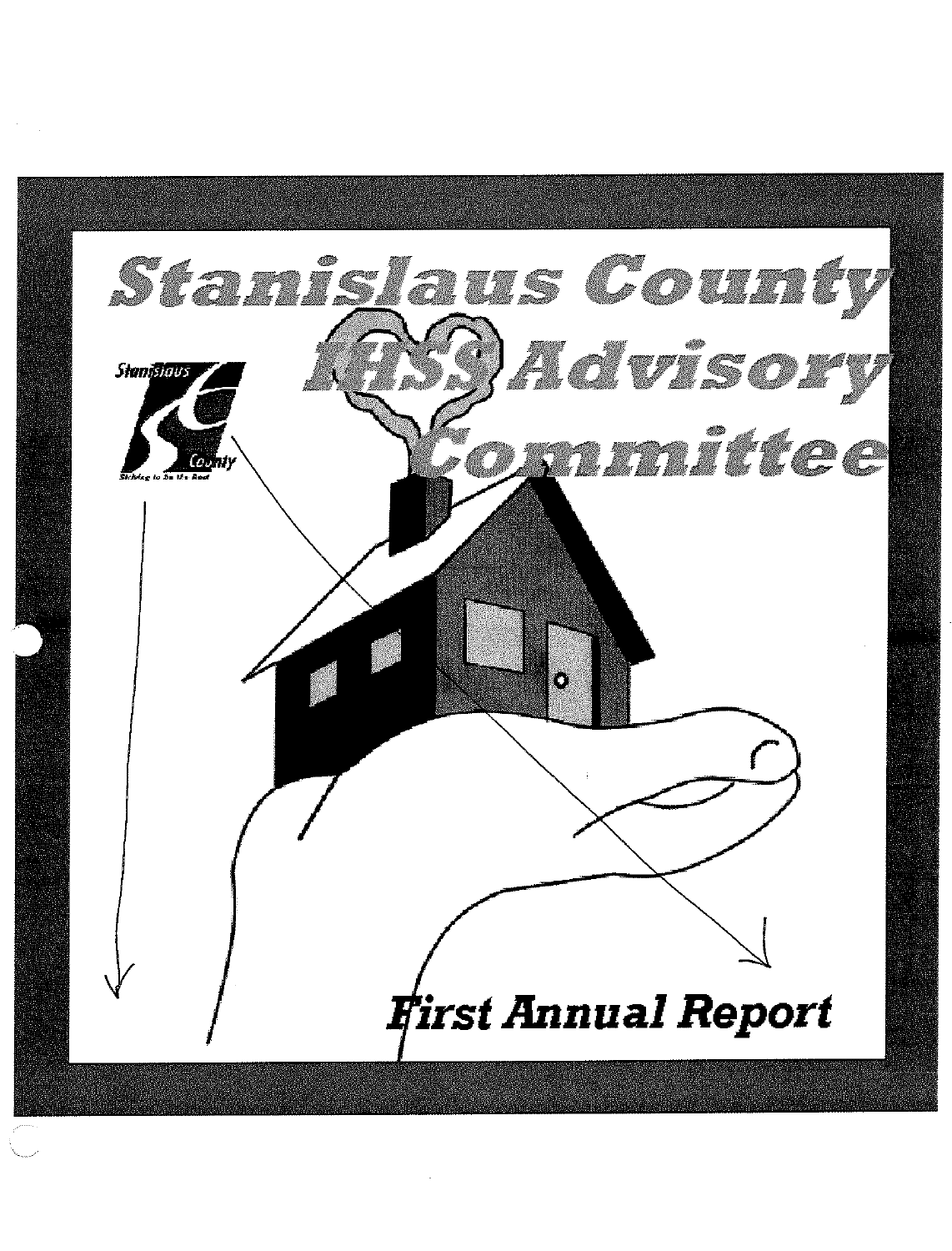# Stanislaus County IHSS Advisory Committee

Stanislaus County

Striving to be the Best

## First Annual Report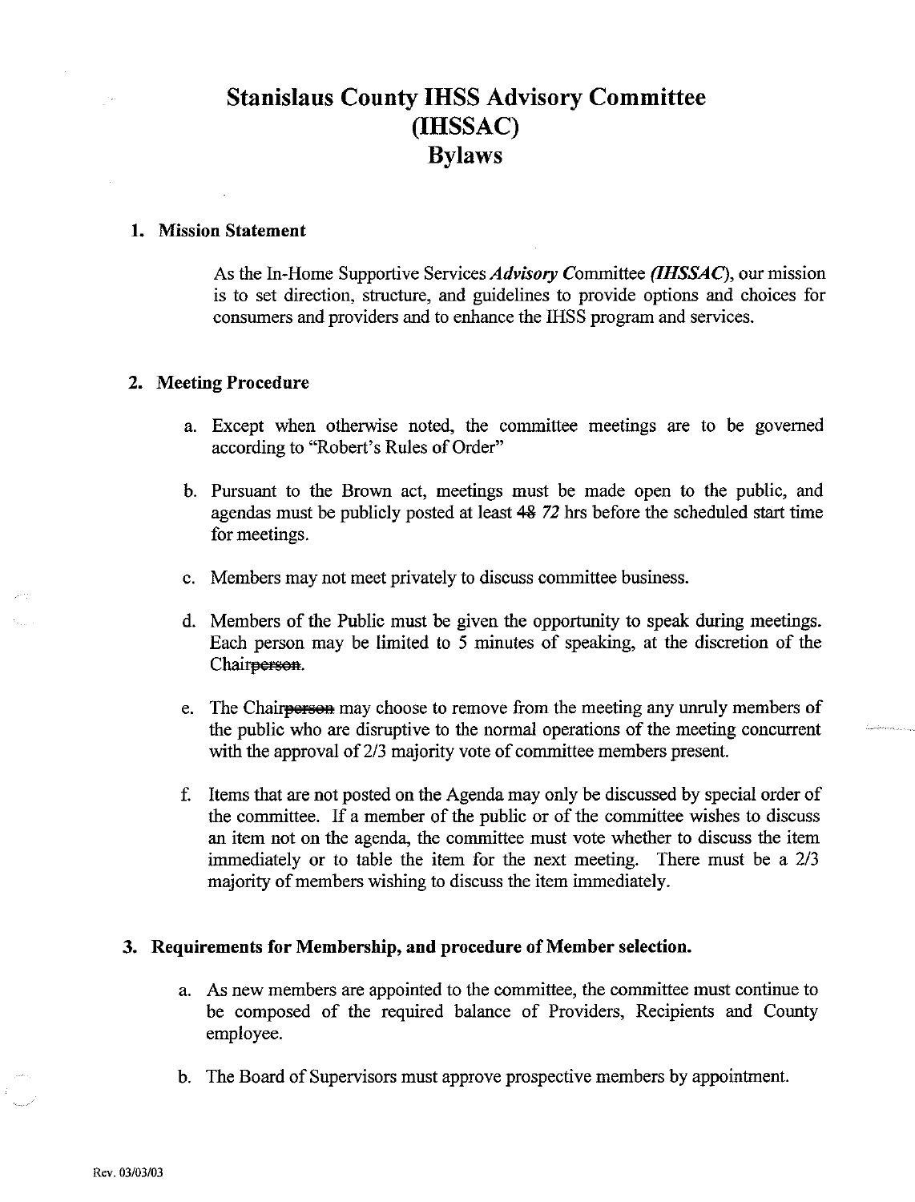# Stanislaus County IHSS Advisory Committee (IHSSAC) Bylaws

## 1. Mission Statement

As the In-Home Supportive Services *Advisory* Committee *(IHSSAC)*, our mission is to set direction, structure, and guidelines to provide options and choices for consumers and providers and to enhance the IHSS program and services.

## 2. Meeting Procedure

a. Except when otherwise noted, the committee meetings are to be governed according to "Robert's Rules of Order"

b. Pursuant to the Brown act, meetings must be made open to the public, and agendas must be publicly posted at least ~~48~~ *72* hrs before the scheduled start time for meetings.

c. Members may not meet privately to discuss committee business.

d. Members of the Public must be given the opportunity to speak during meetings. Each person may be limited to 5 minutes of speaking, at the discretion of the Chair~~person~~.

e. The Chair~~person~~ may choose to remove from the meeting any unruly members of the public who are disruptive to the normal operations of the meeting concurrent with the approval of 2/3 majority vote of committee members present.

f. Items that are not posted on the Agenda may only be discussed by special order of the committee. If a member of the public or of the committee wishes to discuss an item not on the agenda, the committee must vote whether to discuss the item immediately or to table the item for the next meeting. There must be a 2/3 majority of members wishing to discuss the item immediately.

## 3. Requirements for Membership, and procedure of Member selection.

a. As new members are appointed to the committee, the committee must continue to be composed of the required balance of Providers, Recipients and County employee.

b. The Board of Supervisors must approve prospective members by appointment.

Rev. 03/03/03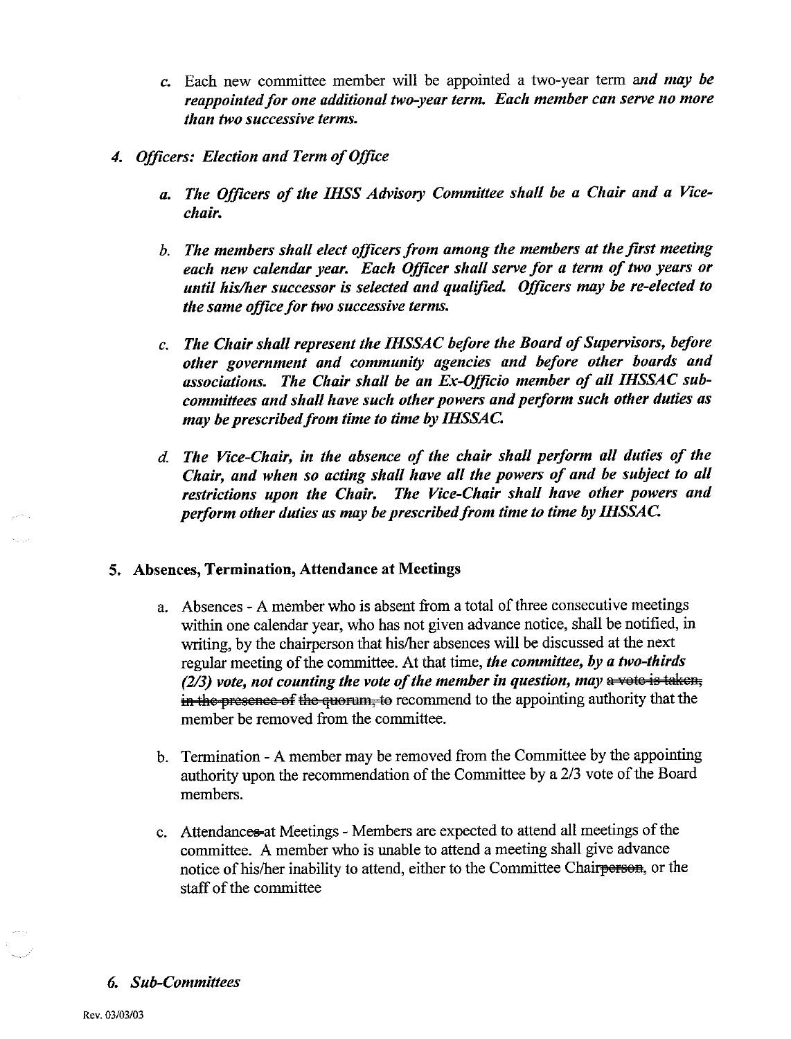c. Each new committee member will be appointed a two-year term *and may be reappointed for one additional two-year term. Each member can serve no more than two successive terms.*

4. ***Officers: Election and Term of Office***

   a. ***The Officers of the IHSS Advisory Committee shall be a Chair and a Vice-chair.***

   b. ***The members shall elect officers from among the members at the first meeting each new calendar year. Each Officer shall serve for a term of two years or until his/her successor is selected and qualified. Officers may be re-elected to the same office for two successive terms.***

   c. ***The Chair shall represent the IHSSAC before the Board of Supervisors, before other government and community agencies and before other boards and associations. The Chair shall be an Ex-Officio member of all IHSSAC sub-committees and shall have such other powers and perform such other duties as may be prescribed from time to time by IHSSAC.***

   d. ***The Vice-Chair, in the absence of the chair shall perform all duties of the Chair, and when so acting shall have all the powers of and be subject to all restrictions upon the Chair. The Vice-Chair shall have other powers and perform other duties as may be prescribed from time to time by IHSSAC.***

5. **Absences, Termination, Attendance at Meetings**

   a. Absences - A member who is absent from a total of three consecutive meetings within one calendar year, who has not given advance notice, shall be notified, in writing, by the chairperson that his/her absences will be discussed at the next regular meeting of the committee. At that time, ***the committee, by a two-thirds (2/3) vote, not counting the vote of the member in question, may*** ~~a vote is taken, in the presence of the quorum, to~~ recommend to the appointing authority that the member be removed from the committee.

   b. Termination - A member may be removed from the Committee by the appointing authority upon the recommendation of the Committee by a 2/3 vote of the Board members.

   c. Attendance~~s~~ at Meetings - Members are expected to attend all meetings of the committee. A member who is unable to attend a meeting shall give advance notice of his/her inability to attend, either to the Committee Chair~~person~~, or the staff of the committee

6. ***Sub-Committees***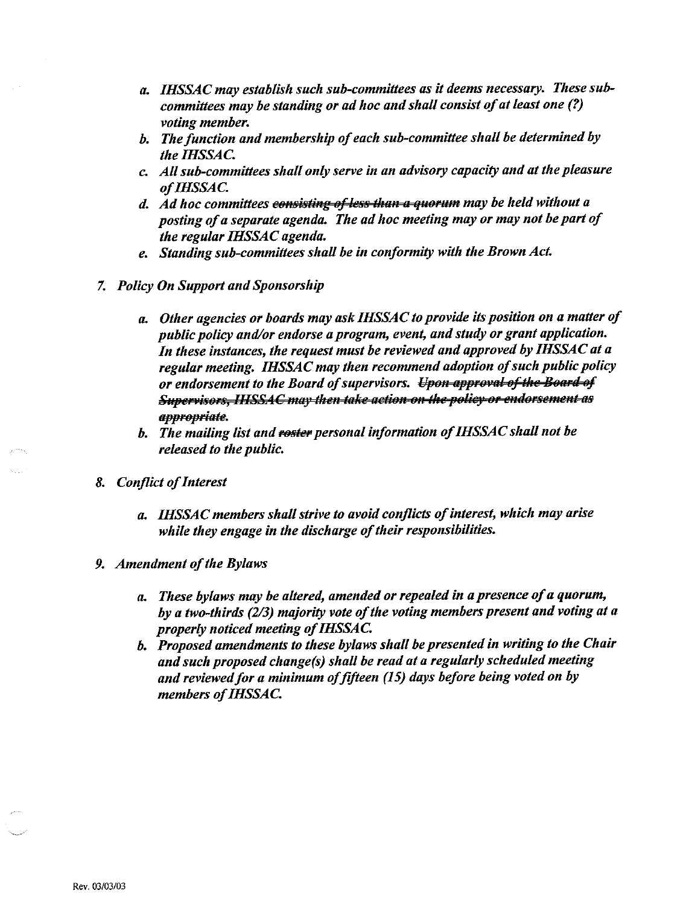*a. IHSSAC may establish such sub-committees as it deems necessary. These sub-committees may be standing or ad hoc and shall consist of at least one (?) voting member.*

*b. The function and membership of each sub-committee shall be determined by the IHSSAC.*

*c. All sub-committees shall only serve in an advisory capacity and at the pleasure of IHSSAC.*

*d. Ad hoc committees ~~consisting of less than a quorum~~ may be held without a posting of a separate agenda. The ad hoc meeting may or may not be part of the regular IHSSAC agenda.*

*e. Standing sub-committees shall be in conformity with the Brown Act.*

*7. Policy On Support and Sponsorship*

*a. Other agencies or boards may ask IHSSAC to provide its position on a matter of public policy and/or endorse a program, event, and study or grant application. In these instances, the request must be reviewed and approved by IHSSAC at a regular meeting. IHSSAC may then recommend adoption of such public policy or endorsement to the Board of supervisors. ~~Upon approval of the Board of Supervisors, IHSSAC may then take action on the policy or endorsement as appropriate.~~*

*b. The mailing list and ~~roster~~ personal information of IHSSAC shall not be released to the public.*

*8. Conflict of Interest*

*a. IHSSAC members shall strive to avoid conflicts of interest, which may arise while they engage in the discharge of their responsibilities.*

*9. Amendment of the Bylaws*

*a. These bylaws may be altered, amended or repealed in a presence of a quorum, by a two-thirds (2/3) majority vote of the voting members present and voting at a properly noticed meeting of IHSSAC.*

*b. Proposed amendments to these bylaws shall be presented in writing to the Chair and such proposed change(s) shall be read at a regularly scheduled meeting and reviewed for a minimum of fifteen (15) days before being voted on by members of IHSSAC.*

Rev. 03/03/03